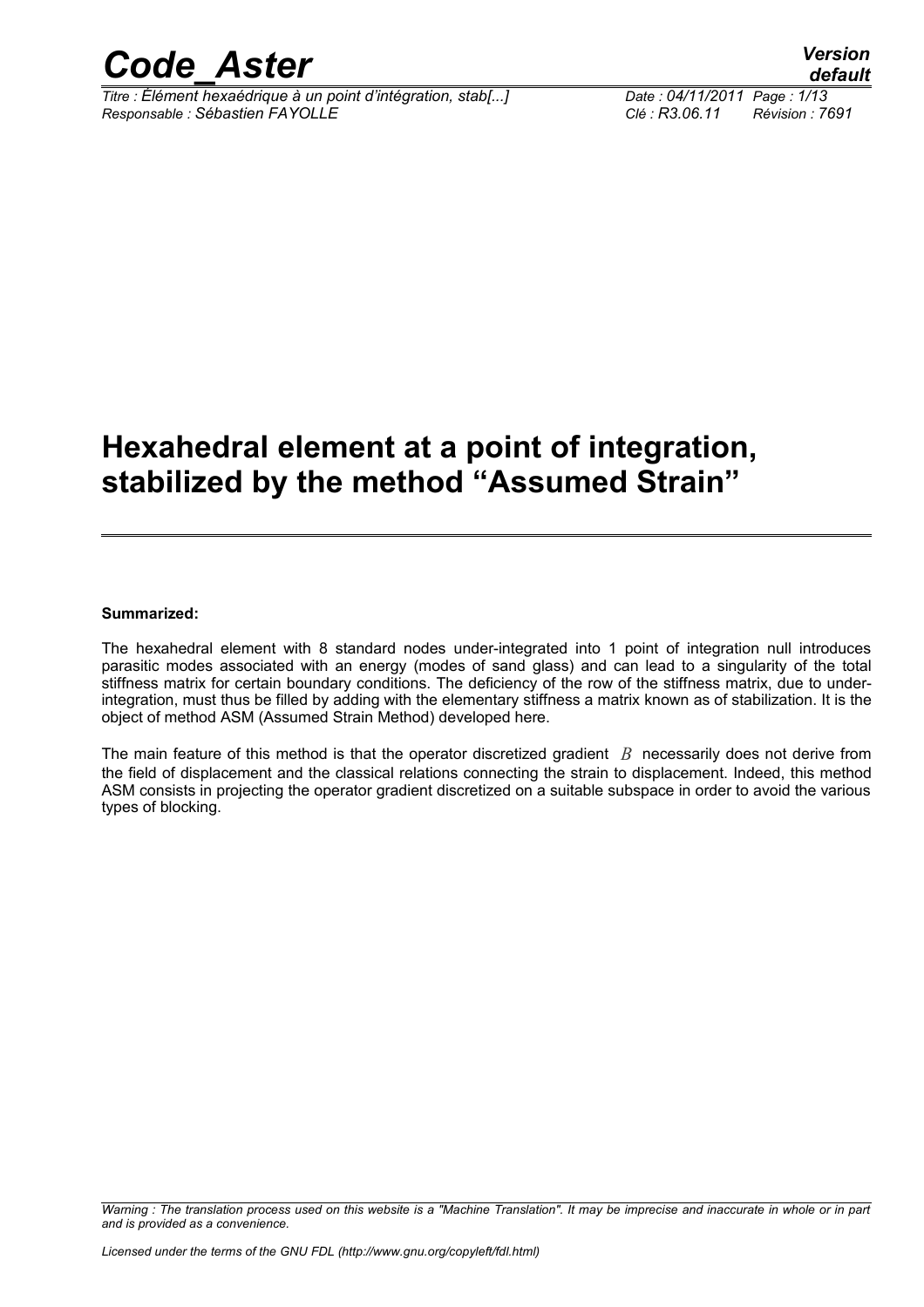# Hexahedral element at a point of integration, stabilized by the method "Assumed Strain"

**Summarized:**

The hexahedral element with 8 standard nodes under-integrated into 1 point of integration null introduces parasitic modes associated with an energy (modes of sand glass) and can lead to a singularity of the total stiffness matrix for certain boundary conditions. The deficiency of the row of the stiffness matrix, due to under-integration, must thus be filled by adding with the elementary stiffness a matrix known as of stabilization. It is the object of method ASM (Assumed Strain Method) developed here.

The main feature of this method is that the operator discretized gradient $B$ necessarily does not derive from the field of displacement and the classical relations connecting the strain to displacement. Indeed, this method ASM consists in projecting the operator gradient discretized on a suitable subspace in order to avoid the various types of blocking.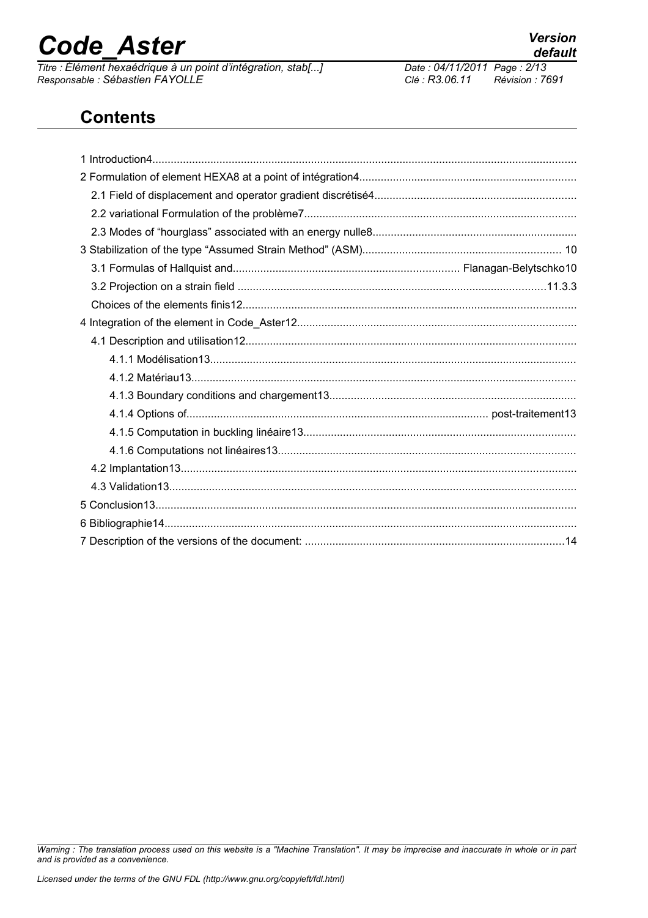## Contents

1 Introduction4
2 Formulation of element HEXA8 at a point of intégration4
2.1 Field of displacement and operator gradient discrétisé4
2.2 variational Formulation of the problème7
2.3 Modes of "hourglass" associated with an energy nulle8
3 Stabilization of the type "Assumed Strain Method" (ASM) 10
3.1 Formulas of Hallquist and Flanagan-Belytschko10
3.2 Projection on a strain field 11.3.3
Choices of the elements finis12
4 Integration of the element in Code_Aster12
4.1 Description and utilisation12
4.1.1 Modélisation13
4.1.2 Matériau13
4.1.3 Boundary conditions and chargement13
4.1.4 Options of post-traitement13
4.1.5 Computation in buckling linéaire13
4.1.6 Computations not linéaires13
4.2 Implantation13
4.3 Validation13
5 Conclusion13
6 Bibliographie14
7 Description of the versions of the document: 14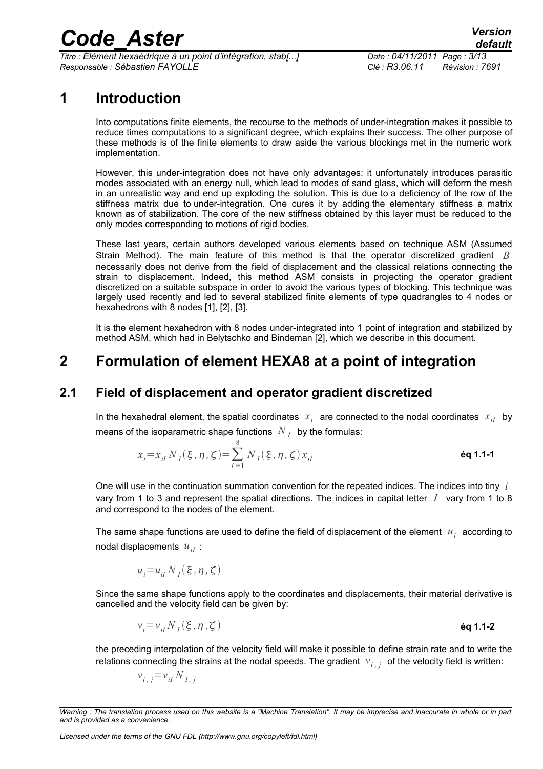# 1 Introduction

Into computations finite elements, the recourse to the methods of under-integration makes it possible to reduce times computations to a significant degree, which explains their success. The other purpose of these methods is of the finite elements to draw aside the various blockings met in the numeric work implementation.

However, this under-integration does not have only advantages: it unfortunately introduces parasitic modes associated with an energy null, which lead to modes of sand glass, which will deform the mesh in an unrealistic way and end up exploding the solution. This is due to a deficiency of the row of the stiffness matrix due to under-integration. One cures it by adding the elementary stiffness a matrix known as of stabilization. The core of the new stiffness obtained by this layer must be reduced to the only modes corresponding to motions of rigid bodies.

These last years, certain authors developed various elements based on technique ASM (Assumed Strain Method). The main feature of this method is that the operator discretized gradient $B$ necessarily does not derive from the field of displacement and the classical relations connecting the strain to displacement. Indeed, this method ASM consists in projecting the operator gradient discretized on a suitable subspace in order to avoid the various types of blocking. This technique was largely used recently and led to several stabilized finite elements of type quadrangles to 4 nodes or hexahedrons with 8 nodes [1], [2], [3].

It is the element hexahedron with 8 nodes under-integrated into 1 point of integration and stabilized by method ASM, which had in Belytschko and Bindeman [2], which we describe in this document.

# 2 Formulation of element HEXA8 at a point of integration

## 2.1 Field of displacement and operator gradient discretized

In the hexahedral element, the spatial coordinates $x_i$ are connected to the nodal coordinates $x_{iI}$ by means of the isoparametric shape functions $N_I$ by the formulas:

$$x_i = x_{iI} N_I(\xi,\eta,\zeta) = \sum_{I=1}^{8} N_I(\xi,\eta,\zeta) x_{iI} \qquad \textbf{éq 1.1-1}$$

One will use in the continuation summation convention for the repeated indices. The indices into tiny $i$ vary from 1 to 3 and represent the spatial directions. The indices in capital letter $I$ vary from 1 to 8 and correspond to the nodes of the element.

The same shape functions are used to define the field of displacement of the element $u_i$ according to nodal displacements $u_{iI}$ :

$$u_i = u_{iI} N_I(\xi,\eta,\zeta)$$

Since the same shape functions apply to the coordinates and displacements, their material derivative is cancelled and the velocity field can be given by:

$$v_i = v_{iI} N_I(\xi,\eta,\zeta) \qquad \textbf{éq 1.1-2}$$

the preceding interpolation of the velocity field will make it possible to define strain rate and to write the relations connecting the strains at the nodal speeds. The gradient $v_{i,j}$ of the velocity field is written:

$$v_{i,j} = v_{iI} N_{I,j}$$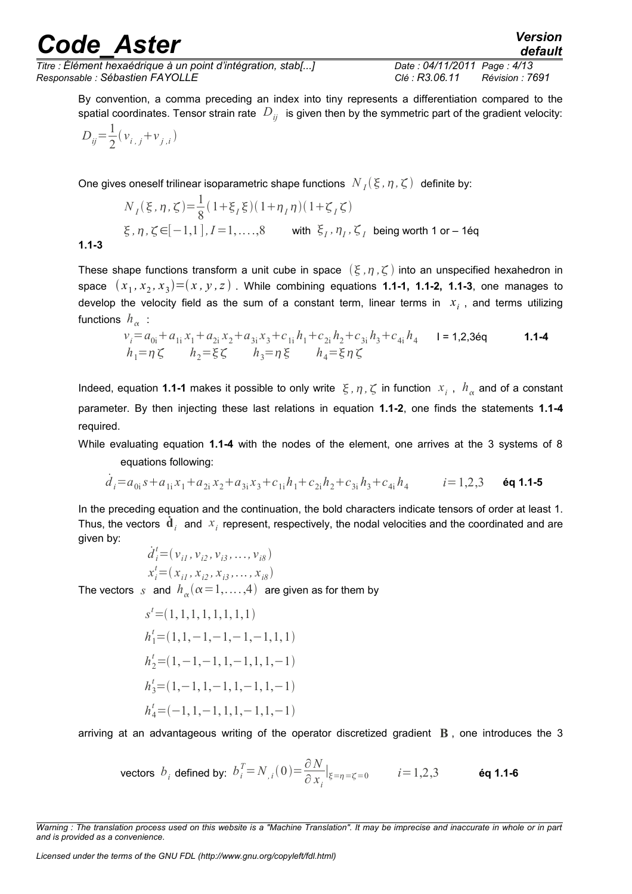By convention, a comma preceding an index into tiny represents a differentiation compared to the spatial coordinates. Tensor strain rate $D_{ij}$ is given then by the symmetric part of the gradient velocity:

$$D_{ij}=\frac{1}{2}(v_{i,j}+v_{j,i})$$

One gives oneself trilinear isoparametric shape functions $N_I(\xi,\eta,\zeta)$ definite by:

$$N_I(\xi,\eta,\zeta)=\frac{1}{8}(1+\xi_I\xi)(1+\eta_I\eta)(1+\zeta_I\zeta)$$

$$\xi,\eta,\zeta\in[-1,1], I=1,\ldots,8 \qquad \text{with } \xi_I,\eta_I,\zeta_I \text{ being worth 1 or – 1} \qquad \text{éq } \mathbf{1.1\text{-}3}$$

These shape functions transform a unit cube in space $(\xi,\eta,\zeta)$ into an unspecified hexahedron in space $(x_1,x_2,x_3)=(x,y,z)$. While combining equations **1.1-1, 1.1-2, 1.1-3**, one manages to develop the velocity field as the sum of a constant term, linear terms in $x_i$, and terms utilizing functions $h_\alpha$:

$$v_i=a_{0i}+a_{1i}x_1+a_{2i}x_2+a_{3i}x_3+c_{1i}h_1+c_{2i}h_2+c_{3i}h_3+c_{4i}h_4 \qquad \text{I = 1,2,3éq} \qquad \mathbf{1.1\text{-}4}$$

$$h_1=\eta\zeta \qquad h_2=\xi\zeta \qquad h_3=\eta\xi \qquad h_4=\xi\eta\zeta$$

Indeed, equation **1.1-1** makes it possible to only write $\xi,\eta,\zeta$ in function $x_i$, $h_\alpha$ and of a constant parameter. By then injecting these last relations in equation **1.1-2**, one finds the statements **1.1-4** required.

While evaluating equation **1.1-4** with the nodes of the element, one arrives at the 3 systems of 8 equations following:

$$\dot{d}_i=a_{0i}s+a_{1i}x_1+a_{2i}x_2+a_{3i}x_3+c_{1i}h_1+c_{2i}h_2+c_{3i}h_3+c_{4i}h_4 \qquad i=1,2,3 \qquad \textbf{éq 1.1-5}$$

In the preceding equation and the continuation, the bold characters indicate tensors of order at least 1. Thus, the vectors $\dot{\mathbf{d}}_i$ and $x_i$ represent, respectively, the nodal velocities and the coordinated and are given by:

$$\dot{d}_i^t=(v_{i1},v_{i2},v_{i3},\ldots,v_{i8})$$

$$x_i^t=(x_{i1},x_{i2},x_{i3},\ldots,x_{i8})$$

The vectors $s$ and $h_\alpha(\alpha=1,\ldots,4)$ are given as for them by

$$s^t=(1,1,1,1,1,1,1,1)$$

$$h_1^t=(1,1,-1,-1,-1,-1,1,1)$$

$$h_2^t=(1,-1,-1,1,-1,1,1,-1)$$

$$h_3^t=(1,-1,1,-1,1,-1,1,-1)$$

$$h_4^t=(-1,1,-1,1,1,-1,1,-1)$$

arriving at an advantageous writing of the operator discretized gradient $\mathbf{B}$, one introduces the 3 vectors $b_i$ defined by: $b_i^T=N_{,i}(0)=\frac{\partial N}{\partial x_i}\Big|_{\xi=\eta=\zeta=0} \qquad i=1,2,3 \qquad$ **éq 1.1-6**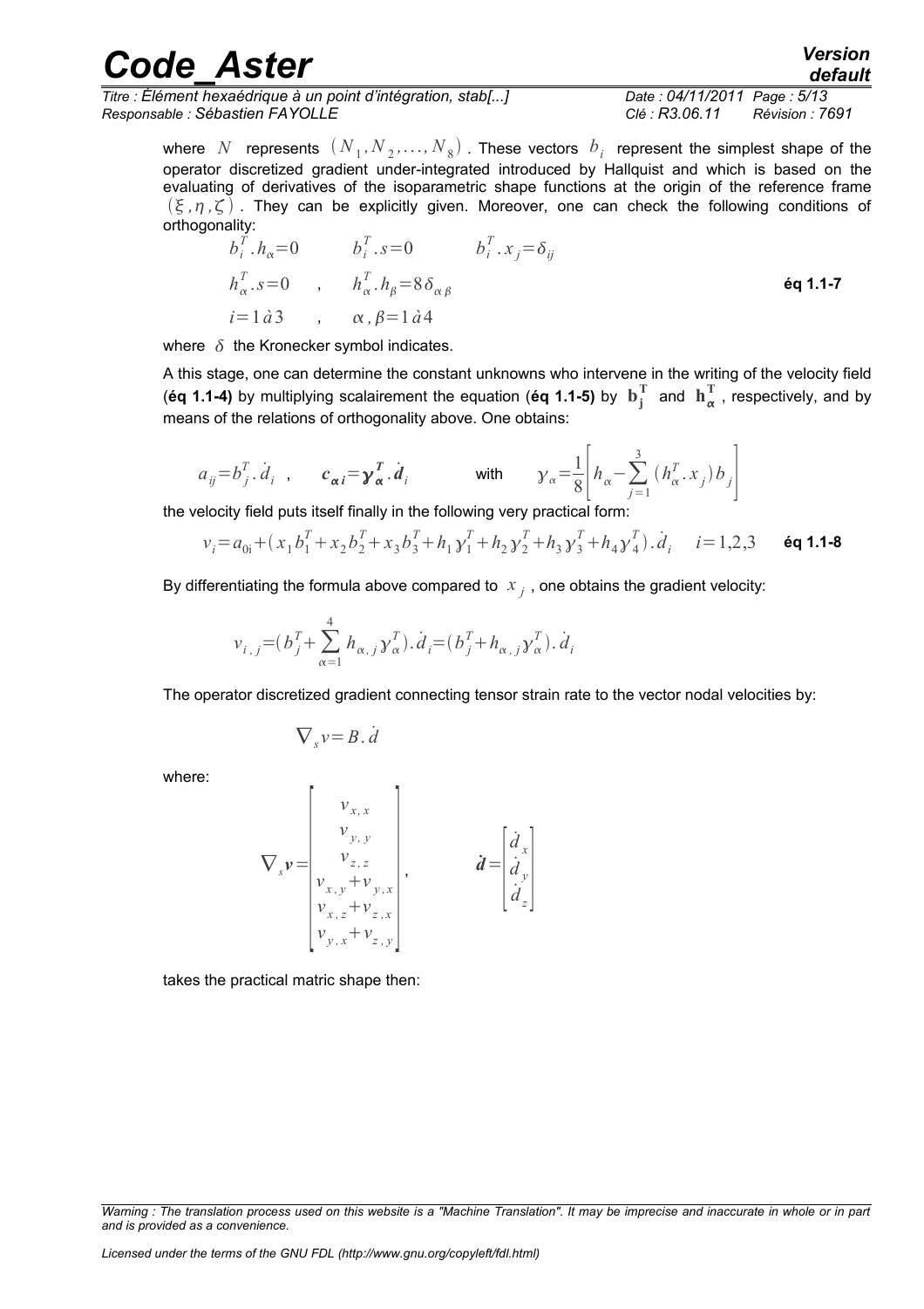where $N$ represents $(N_1, N_2, \ldots, N_8)$. These vectors $b_i$ represent the simplest shape of the operator discretized gradient under-integrated introduced by Hallquist and which is based on the evaluating of derivatives of the isoparametric shape functions at the origin of the reference frame $(\xi, \eta, \zeta)$. They can be explicitly given. Moreover, one can check the following conditions of orthogonality:

$$
\begin{aligned}
& b_i^T . h_\alpha = 0 \qquad b_i^T . s = 0 \qquad b_i^T . x_j = \delta_{ij} \\
& h_\alpha^T . s = 0 \quad , \quad h_\alpha^T . h_\beta = 8 \delta_{\alpha\beta} \\
& i = 1 \, à \, 3 \quad , \quad \alpha, \beta = 1 \, à \, 4
\end{aligned}
\qquad \textbf{éq 1.1-7}
$$

where $\delta$ the Kronecker symbol indicates.

A this stage, one can determine the constant unknowns who intervene in the writing of the velocity field (**éq 1.1-4)** by multiplying scalairement the equation (**éq 1.1-5)** by $\mathbf{b_j^T}$ and $\mathbf{h_\alpha^T}$, respectively, and by means of the relations of orthogonality above. One obtains:

$$
a_{ij} = b_j^T . \dot{d}_i \quad , \quad \boldsymbol{c_{\alpha i}} = \boldsymbol{\gamma_\alpha^T} . \dot{\boldsymbol{d}}_i \qquad \text{with} \qquad \gamma_\alpha = \frac{1}{8} \left[ h_\alpha - \sum_{j=1}^{3} (h_\alpha^T . x_j) b_j \right]
$$

the velocity field puts itself finally in the following very practical form:

$$
v_i = a_{0i} + (x_1 b_1^T + x_2 b_2^T + x_3 b_3^T + h_1 \gamma_1^T + h_2 \gamma_2^T + h_3 \gamma_3^T + h_4 \gamma_4^T) . \dot{d}_i \qquad i = 1,2,3 \qquad \textbf{éq 1.1-8}
$$

By differentiating the formula above compared to $x_j$, one obtains the gradient velocity:

$$
v_{i,j} = (b_j^T + \sum_{\alpha=1}^{4} h_{\alpha,j} \gamma_\alpha^T) . \dot{d}_i = (b_j^T + h_{\alpha,j} \gamma_\alpha^T) . \dot{d}_i
$$

The operator discretized gradient connecting tensor strain rate to the vector nodal velocities by:

$$
\nabla_s v = B . \dot{d}
$$

where:

$$
\nabla_s \boldsymbol{v} = \begin{bmatrix} v_{x,x} \\ v_{y,y} \\ v_{z,z} \\ v_{x,y} + v_{y,x} \\ v_{x,z} + v_{z,x} \\ v_{y,x} + v_{z,y} \end{bmatrix} , \qquad \dot{\boldsymbol{d}} = \begin{bmatrix} \dot{d}_x \\ \dot{d}_y \\ \dot{d}_z \end{bmatrix}
$$

takes the practical matric shape then: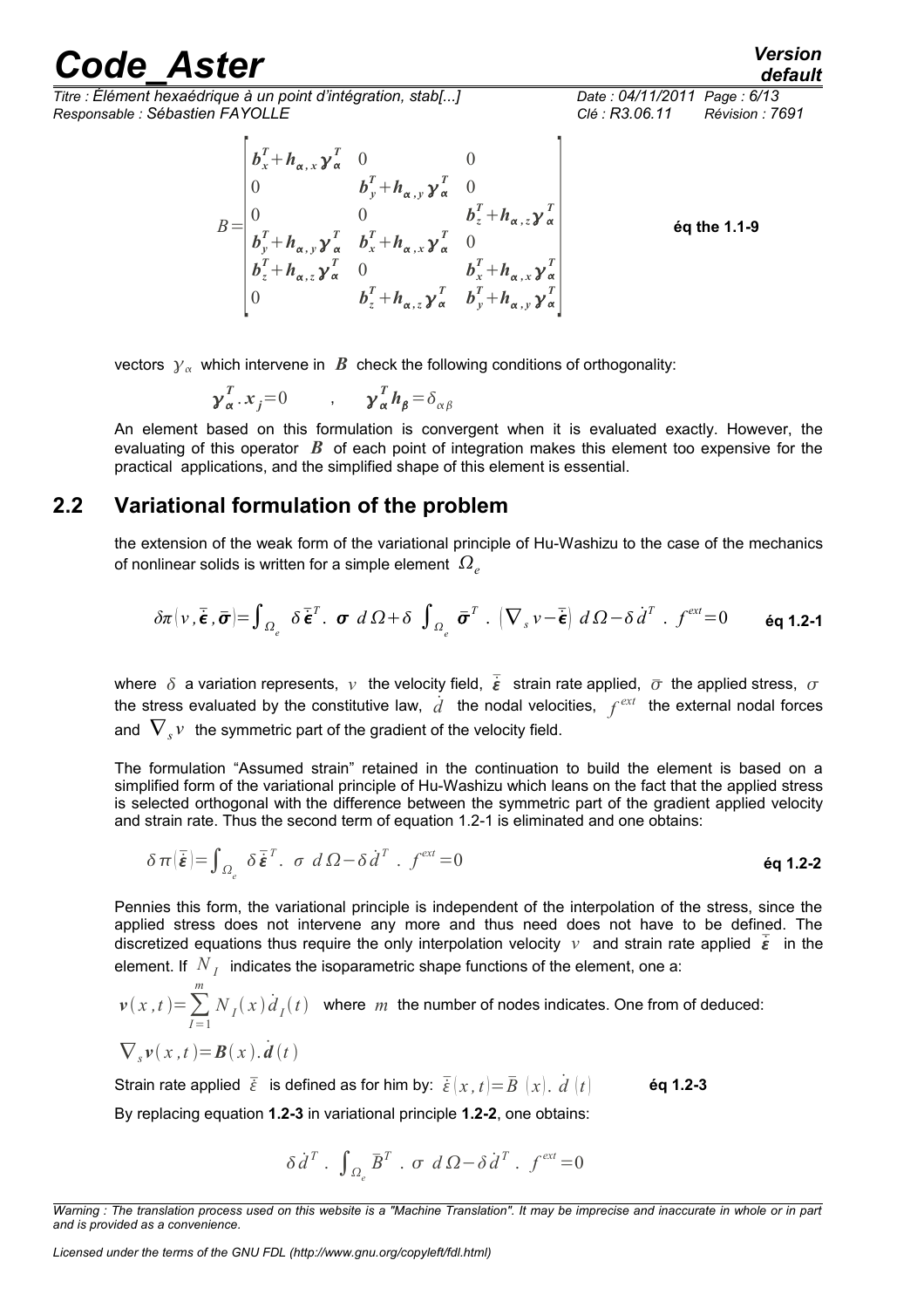$$B=\begin{bmatrix} b_x^T+h_{\alpha,x}\gamma_\alpha^T & 0 & 0 \\ 0 & b_y^T+h_{\alpha,y}\gamma_\alpha^T & 0 \\ 0 & 0 & b_z^T+h_{\alpha,z}\gamma_\alpha^T \\ b_y^T+h_{\alpha,y}\gamma_\alpha^T & b_x^T+h_{\alpha,x}\gamma_\alpha^T & 0 \\ b_z^T+h_{\alpha,z}\gamma_\alpha^T & 0 & b_x^T+h_{\alpha,x}\gamma_\alpha^T \\ 0 & b_z^T+h_{\alpha,z}\gamma_\alpha^T & b_y^T+h_{\alpha,y}\gamma_\alpha^T \end{bmatrix}$$ **éq the 1.1-9**

vectors $\gamma_\alpha$ which intervene in $B$ check the following conditions of orthogonality:

$$\gamma_\alpha^T . x_j = 0 \qquad , \qquad \gamma_\alpha^T h_\beta = \delta_{\alpha\beta}$$

An element based on this formulation is convergent when it is evaluated exactly. However, the evaluating of this operator $B$ of each point of integration makes this element too expensive for the practical applications, and the simplified shape of this element is essential.

## 2.2 Variational formulation of the problem

the extension of the weak form of the variational principle of Hu-Washizu to the case of the mechanics of nonlinear solids is written for a simple element $\Omega_e$

$$\delta\pi(v,\bar{\dot{\epsilon}},\bar{\sigma}) = \int_{\Omega_e} \delta\bar{\dot{\epsilon}}^T .\ \sigma\ d\Omega + \delta \int_{\Omega_e} \bar{\sigma}^T .\ (\nabla_s v - \bar{\dot{\epsilon}})\ d\Omega - \delta\dot{d}^T .\ f^{ext} = 0 \qquad \textbf{éq 1.2-1}$$

where $\delta$ a variation represents, $v$ the velocity field, $\bar{\dot{\epsilon}}$ strain rate applied, $\bar{\sigma}$ the applied stress, $\sigma$ the stress evaluated by the constitutive law, $\dot{d}$ the nodal velocities, $f^{ext}$ the external nodal forces and $\nabla_s v$ the symmetric part of the gradient of the velocity field.

The formulation "Assumed strain" retained in the continuation to build the element is based on a simplified form of the variational principle of Hu-Washizu which leans on the fact that the applied stress is selected orthogonal with the difference between the symmetric part of the gradient applied velocity and strain rate. Thus the second term of equation 1.2-1 is eliminated and one obtains:

$$\delta\pi(\bar{\dot{\varepsilon}}) = \int_{\Omega_e} \delta\bar{\dot{\varepsilon}}^T .\ \sigma\ d\Omega - \delta\dot{d}^T .\ f^{ext} = 0 \qquad \textbf{éq 1.2-2}$$

Pennies this form, the variational principle is independent of the interpolation of the stress, since the applied stress does not intervene any more and thus need does not have to be defined. The discretized equations thus require the only interpolation velocity $v$ and strain rate applied $\bar{\dot{\varepsilon}}$ in the element. If $N_I$ indicates the isoparametric shape functions of the element, one a:

$v(x,t) = \sum_{I=1}^{m} N_I(x)\dot{d}_I(t)$ where $m$ the number of nodes indicates. One from of deduced:

$\nabla_s v(x,t) = B(x).\dot{d}(t)$

Strain rate applied $\bar{\dot{\varepsilon}}$ is defined as for him by: $\bar{\dot{\varepsilon}}(x,t) = \bar{B}(x).\ \dot{d}(t)$ **éq 1.2-3**

By replacing equation **1.2-3** in variational principle **1.2-2**, one obtains:

$$\delta\dot{d}^T .\ \int_{\Omega_e} \bar{B}^T .\ \sigma\ d\Omega - \delta\dot{d}^T .\ f^{ext} = 0$$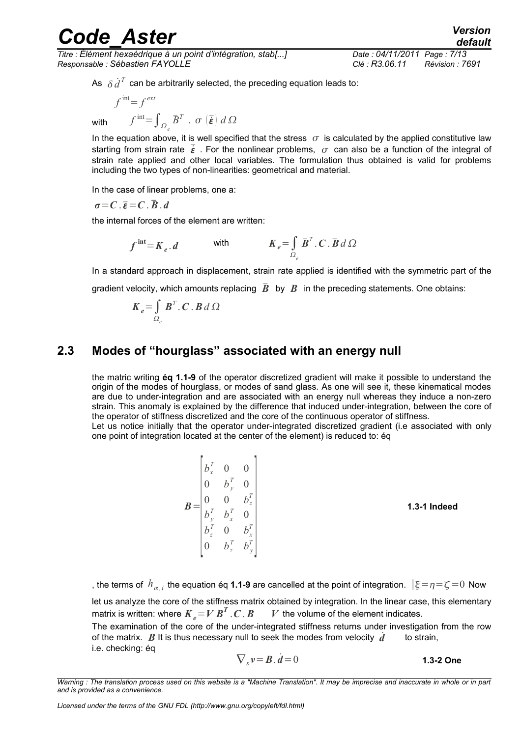As $\delta \dot{d}^T$ can be arbitrarily selected, the preceding equation leads to:

$$f^{\text{int}} = f^{ext}$$

with $\quad f^{\text{int}} = \int_{\Omega_e} \bar{B}^T \,.\, \sigma\left(\dot{\bar{\varepsilon}}\right) d\,\Omega$

In the equation above, it is well specified that the stress $\sigma$ is calculated by the applied constitutive law starting from strain rate $\dot{\bar{\varepsilon}}$. For the nonlinear problems, $\sigma$ can also be a function of the integral of strain rate applied and other local variables. The formulation thus obtained is valid for problems including the two types of non-linearities: geometrical and material.

In the case of linear problems, one a:

$$\boldsymbol{\sigma} = \boldsymbol{C} \,.\, \bar{\boldsymbol{\varepsilon}} = \boldsymbol{C} \,.\, \bar{\boldsymbol{B}} \,.\, \boldsymbol{d}$$

the internal forces of the element are written:

$$\boldsymbol{f}^{\text{int}} = \boldsymbol{K}_e \,.\, \boldsymbol{d} \qquad \text{with} \qquad \boldsymbol{K}_e = \int_{\Omega_e} \bar{\boldsymbol{B}}^T \,.\, \boldsymbol{C} \,.\, \bar{\boldsymbol{B}}\, d\,\Omega$$

In a standard approach in displacement, strain rate applied is identified with the symmetric part of the gradient velocity, which amounts replacing $\bar{\boldsymbol{B}}$ by $\boldsymbol{B}$ in the preceding statements. One obtains:

$$\boldsymbol{K}_e = \int_{\Omega_e} \boldsymbol{B}^T \,.\, \boldsymbol{C} \,.\, \boldsymbol{B}\, d\,\Omega$$

## 2.3 Modes of "hourglass" associated with an energy null

the matric writing **éq 1.1-9** of the operator discretized gradient will make it possible to understand the origin of the modes of hourglass, or modes of sand glass. As one will see it, these kinematical modes are due to under-integration and are associated with an energy null whereas they induce a non-zero strain. This anomaly is explained by the difference that induced under-integration, between the core of the operator of stiffness discretized and the core of the continuous operator of stiffness.
Let us notice initially that the operator under-integrated discretized gradient (i.e associated with only one point of integration located at the center of the element) is reduced to: éq

$$\boldsymbol{B} = \begin{bmatrix} b_x^T & 0 & 0 \\ 0 & b_y^T & 0 \\ 0 & 0 & b_z^T \\ b_y^T & b_x^T & 0 \\ b_z^T & 0 & b_x^T \\ 0 & b_z^T & b_y^T \end{bmatrix} \qquad \textbf{1.3-1 Indeed}$$

, the terms of $h_{\alpha,i}$ the equation éq **1.1-9** are cancelled at the point of integration. $|\xi = \eta = \zeta = 0$ Now let us analyze the core of the stiffness matrix obtained by integration. In the linear case, this elementary matrix is written: where $\boldsymbol{K}_e = V\, \boldsymbol{B}^T \,.\, \boldsymbol{C} \,.\, \boldsymbol{B}$ $\quad V$ the volume of the element indicates.
The examination of the core of the under-integrated stiffness returns under investigation from the row of the matrix. $\boldsymbol{B}$ It is thus necessary null to seek the modes from velocity $\dot{\boldsymbol{d}}$ to strain, i.e. checking: éq

$$\nabla_s \boldsymbol{v} = \boldsymbol{B} \,.\, \dot{\boldsymbol{d}} = 0 \qquad \textbf{1.3-2 One}$$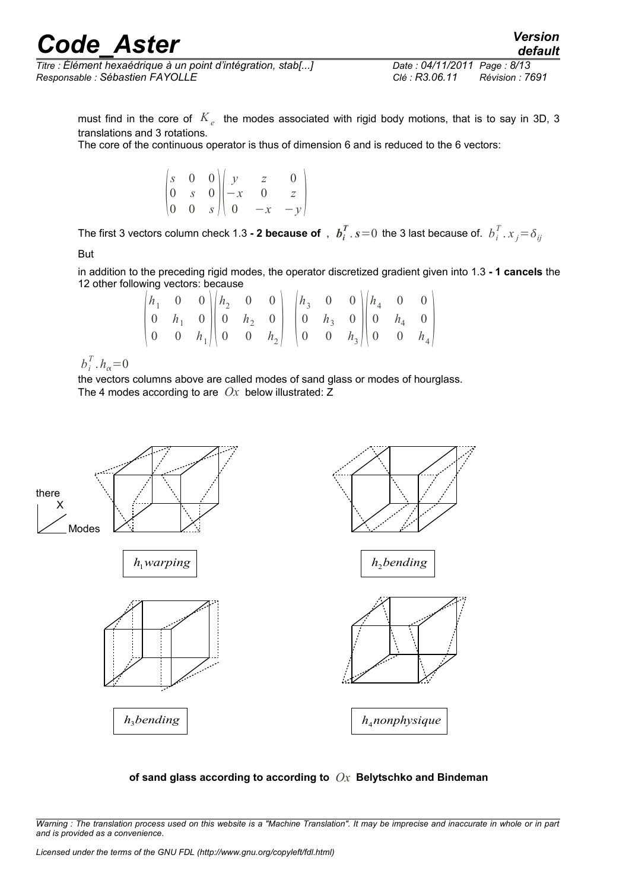must find in the core of $K_e$ the modes associated with rigid body motions, that is to say in 3D, 3 translations and 3 rotations.

The core of the continuous operator is thus of dimension 6 and is reduced to the 6 vectors:

$$\begin{pmatrix} s & 0 & 0 \\ 0 & s & 0 \\ 0 & 0 & s \end{pmatrix} \begin{pmatrix} y & z & 0 \\ -x & 0 & z \\ 0 & -x & -y \end{pmatrix}$$

The first 3 vectors column check 1.3 **- 2 because of** , $\boldsymbol{b}_i^T . \boldsymbol{s}=0$ the 3 last because of. $b_i^T . x_j = \delta_{ij}$

But

in addition to the preceding rigid modes, the operator discretized gradient given into 1.3 **- 1 cancels** the 12 other following vectors: because

$$\begin{pmatrix} h_1 & 0 & 0 \\ 0 & h_1 & 0 \\ 0 & 0 & h_1 \end{pmatrix} \begin{pmatrix} h_2 & 0 & 0 \\ 0 & h_2 & 0 \\ 0 & 0 & h_2 \end{pmatrix} \begin{pmatrix} h_3 & 0 & 0 \\ 0 & h_3 & 0 \\ 0 & 0 & h_3 \end{pmatrix} \begin{pmatrix} h_4 & 0 & 0 \\ 0 & h_4 & 0 \\ 0 & 0 & h_4 \end{pmatrix}$$

$b_i^T . h_\alpha = 0$

the vectors columns above are called modes of sand glass or modes of hourglass.

The 4 modes according to are $Ox$ below illustrated: Z

there

X

Modes

$h_1$ *warping*

$h_2$ *bending*

$h_3$ *bending*

$h_4$ *nonphysique*

**of sand glass according to according to $Ox$ Belytschko and Bindeman**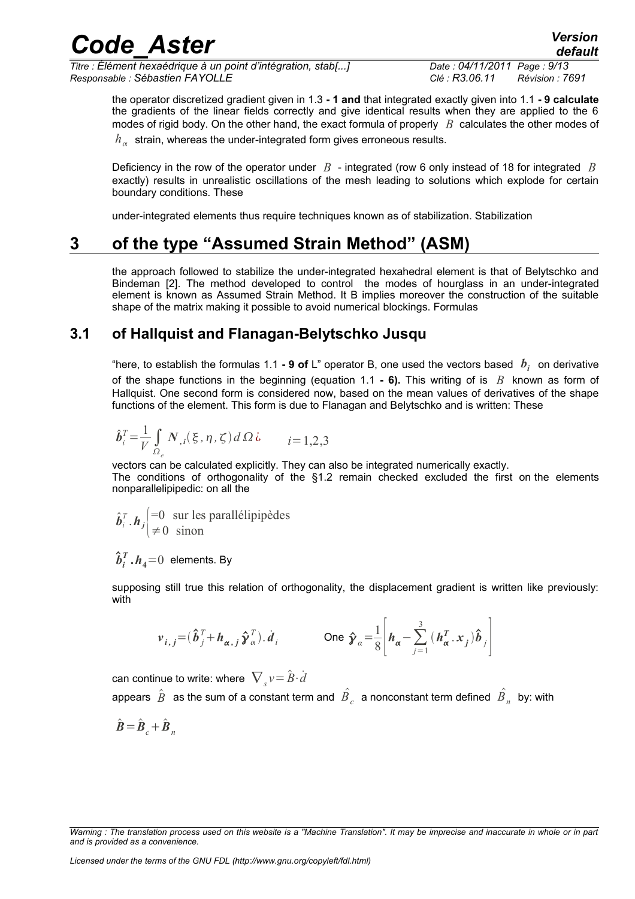the operator discretized gradient given in 1.3 **- 1 and** that integrated exactly given into 1.1 **- 9 calculate** the gradients of the linear fields correctly and give identical results when they are applied to the 6 modes of rigid body. On the other hand, the exact formula of properly $B$ calculates the other modes of $h_{\alpha}$ strain, whereas the under-integrated form gives erroneous results.

Deficiency in the row of the operator under $B$ - integrated (row 6 only instead of 18 for integrated $B$ exactly) results in unrealistic oscillations of the mesh leading to solutions which explode for certain boundary conditions. These

under-integrated elements thus require techniques known as of stabilization. Stabilization

# 3 of the type "Assumed Strain Method" (ASM)

the approach followed to stabilize the under-integrated hexahedral element is that of Belytschko and Bindeman [2]. The method developed to control the modes of hourglass in an under-integrated element is known as Assumed Strain Method. It B implies moreover the construction of the suitable shape of the matrix making it possible to avoid numerical blockings. Formulas

## 3.1 of Hallquist and Flanagan-Belytschko Jusqu

"here, to establish the formulas 1.1 **- 9 of** L" operator B, one used the vectors based $\boldsymbol{b}_i$ on derivative of the shape functions in the beginning (equation 1.1 **- 6).** This writing of is $B$ known as form of Hallquist. One second form is considered now, based on the mean values of derivatives of the shape functions of the element. This form is due to Flanagan and Belytschko and is written: These

$$\hat{\boldsymbol{b}}_i^T = \frac{1}{V} \int_{\Omega_e} \boldsymbol{N}_{,i}(\xi, \eta, \zeta) \, d\Omega ¿ \qquad i = 1,2,3$$

vectors can be calculated explicitly. They can also be integrated numerically exactly.
The conditions of orthogonality of the §1.2 remain checked excluded the first on the elements nonparallelipipedic: on all the

$$\hat{\boldsymbol{b}}_i^T . \boldsymbol{h}_j \begin{cases} =0 & \text{sur les parallélipipèdes} \\ \neq 0 & \text{sinon} \end{cases}$$

$\hat{\boldsymbol{b}}_i^T . \boldsymbol{h}_4 = 0$ elements. By

supposing still true this relation of orthogonality, the displacement gradient is written like previously: with

$$\boldsymbol{v}_{i,j} = (\hat{\boldsymbol{b}}_j^T + \boldsymbol{h}_{\alpha,j} \hat{\boldsymbol{\gamma}}_{\alpha}^T) . \dot{\boldsymbol{d}}_i \qquad \text{One } \hat{\boldsymbol{\gamma}}_{\alpha} = \frac{1}{8} \left[ \boldsymbol{h}_{\alpha} - \sum_{j=1}^{3} (\boldsymbol{h}_{\alpha}^T . \boldsymbol{x}_j) \hat{\boldsymbol{b}}_j \right]$$

can continue to write: where $\nabla_s v = \hat{B} \cdot \dot{d}$

appears $\hat{B}$ as the sum of a constant term and $\hat{B}_c$ a nonconstant term defined $\hat{B}_n$ by: with

$$\hat{\boldsymbol{B}} = \hat{\boldsymbol{B}}_c + \hat{\boldsymbol{B}}_n$$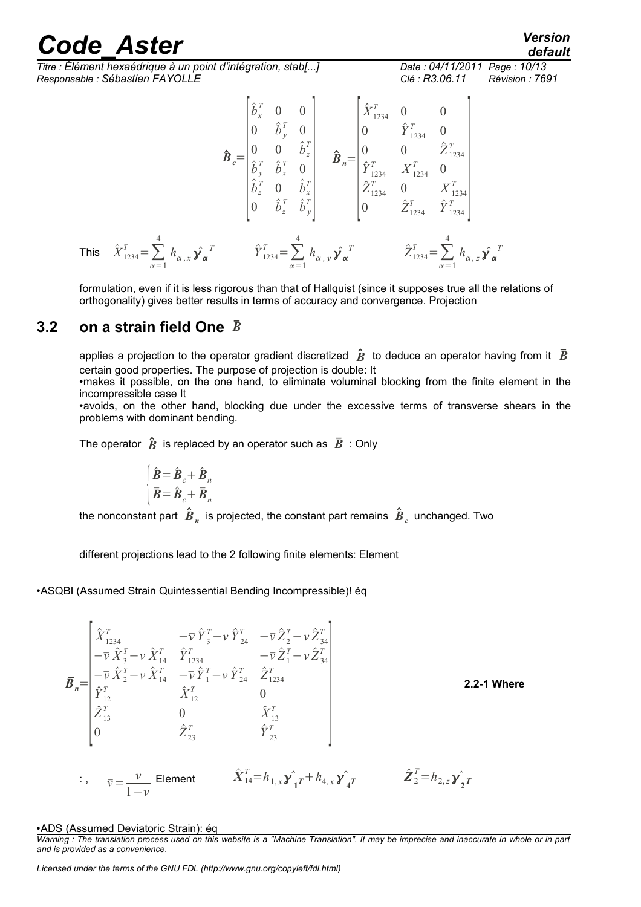$$
\hat{\boldsymbol{B}}_c = \begin{bmatrix} \hat{b}_x^T & 0 & 0 \\ 0 & \hat{b}_y^T & 0 \\ 0 & 0 & \hat{b}_z^T \\ \hat{b}_y^T & \hat{b}_x^T & 0 \\ \hat{b}_z^T & 0 & \hat{b}_x^T \\ 0 & \hat{b}_z^T & \hat{b}_y^T \end{bmatrix} \quad \hat{\boldsymbol{B}}_n = \begin{bmatrix} \hat{X}_{1234}^T & 0 & 0 \\ 0 & \hat{Y}_{1234}^T & 0 \\ 0 & 0 & \hat{Z}_{1234}^T \\ \hat{Y}_{1234}^T & X_{1234}^T & 0 \\ \hat{Z}_{1234}^T & 0 & X_{1234}^T \\ 0 & \hat{Z}_{1234}^T & \hat{Y}_{1234}^T \end{bmatrix}
$$

This $\hat{X}_{1234}^T = \sum_{\alpha=1}^{4} h_{\alpha,x} \hat{\boldsymbol{\gamma}}_{\boldsymbol{\alpha}}^T \qquad \hat{Y}_{1234}^T = \sum_{\alpha=1}^{4} h_{\alpha,y} \hat{\boldsymbol{\gamma}}_{\boldsymbol{\alpha}}^T \qquad \hat{Z}_{1234}^T = \sum_{\alpha=1}^{4} h_{\alpha,z} \hat{\boldsymbol{\gamma}}_{\boldsymbol{\alpha}}^T$

formulation, even if it is less rigorous than that of Hallquist (since it supposes true all the relations of orthogonality) gives better results in terms of accuracy and convergence. Projection

## 3.2 on a strain field One $\bar{B}$

applies a projection to the operator gradient discretized $\hat{\boldsymbol{B}}$ to deduce an operator having from it $\bar{\boldsymbol{B}}$ certain good properties. The purpose of projection is double: It

- makes it possible, on the one hand, to eliminate voluminal blocking from the finite element in the incompressible case It
- avoids, on the other hand, blocking due under the excessive terms of transverse shears in the problems with dominant bending.

The operator $\hat{\boldsymbol{B}}$ is replaced by an operator such as $\bar{\boldsymbol{B}}$ : Only

$$
\begin{cases} \hat{\boldsymbol{B}} = \hat{\boldsymbol{B}}_c + \hat{\boldsymbol{B}}_n \\ \bar{\boldsymbol{B}} = \hat{\boldsymbol{B}}_c + \bar{\boldsymbol{B}}_n \end{cases}
$$

the nonconstant part $\hat{\boldsymbol{B}}_n$ is projected, the constant part remains $\hat{\boldsymbol{B}}_c$ unchanged. Two

different projections lead to the 2 following finite elements: Element

- ASQBI (Assumed Strain Quintessential Bending Incompressible)! éq

$$
\bar{\boldsymbol{B}}_n = \begin{bmatrix} \hat{X}_{1234}^T & -\bar{\nu}\,\hat{Y}_3^T - \nu\,\hat{Y}_{24}^T & -\bar{\nu}\,\hat{Z}_2^T - \nu\,\hat{Z}_{34}^T \\ -\bar{\nu}\,\hat{X}_3^T - \nu\,\hat{X}_{14}^T & \hat{Y}_{1234}^T & -\bar{\nu}\,\hat{Z}_1^T - \nu\,\hat{Z}_{34}^T \\ -\bar{\nu}\,\hat{X}_2^T - \nu\,\hat{X}_{14}^T & -\bar{\nu}\,\hat{Y}_1^T - \nu\,\hat{Y}_{24}^T & \hat{Z}_{1234}^T \\ \hat{Y}_{12}^T & \hat{X}_{12}^T & 0 \\ \hat{Z}_{13}^T & 0 & \hat{X}_{13}^T \\ 0 & \hat{Z}_{23}^T & \hat{Y}_{23}^T \end{bmatrix} \quad \textbf{2.2-1 Where}
$$

:, $\bar{\nu} = \dfrac{\nu}{1-\nu}$ Element $\qquad \hat{\boldsymbol{X}}_{14}^T = h_{1,x} \hat{\boldsymbol{\gamma}}_{\boldsymbol{1}}^{\boldsymbol{T}} + h_{4,x} \hat{\boldsymbol{\gamma}}_{\boldsymbol{4}}^{\boldsymbol{T}} \qquad \hat{\boldsymbol{Z}}_2^T = h_{2,z} \hat{\boldsymbol{\gamma}}_{\boldsymbol{2}}^{\boldsymbol{T}}$

- ADS (Assumed Deviatoric Strain): éq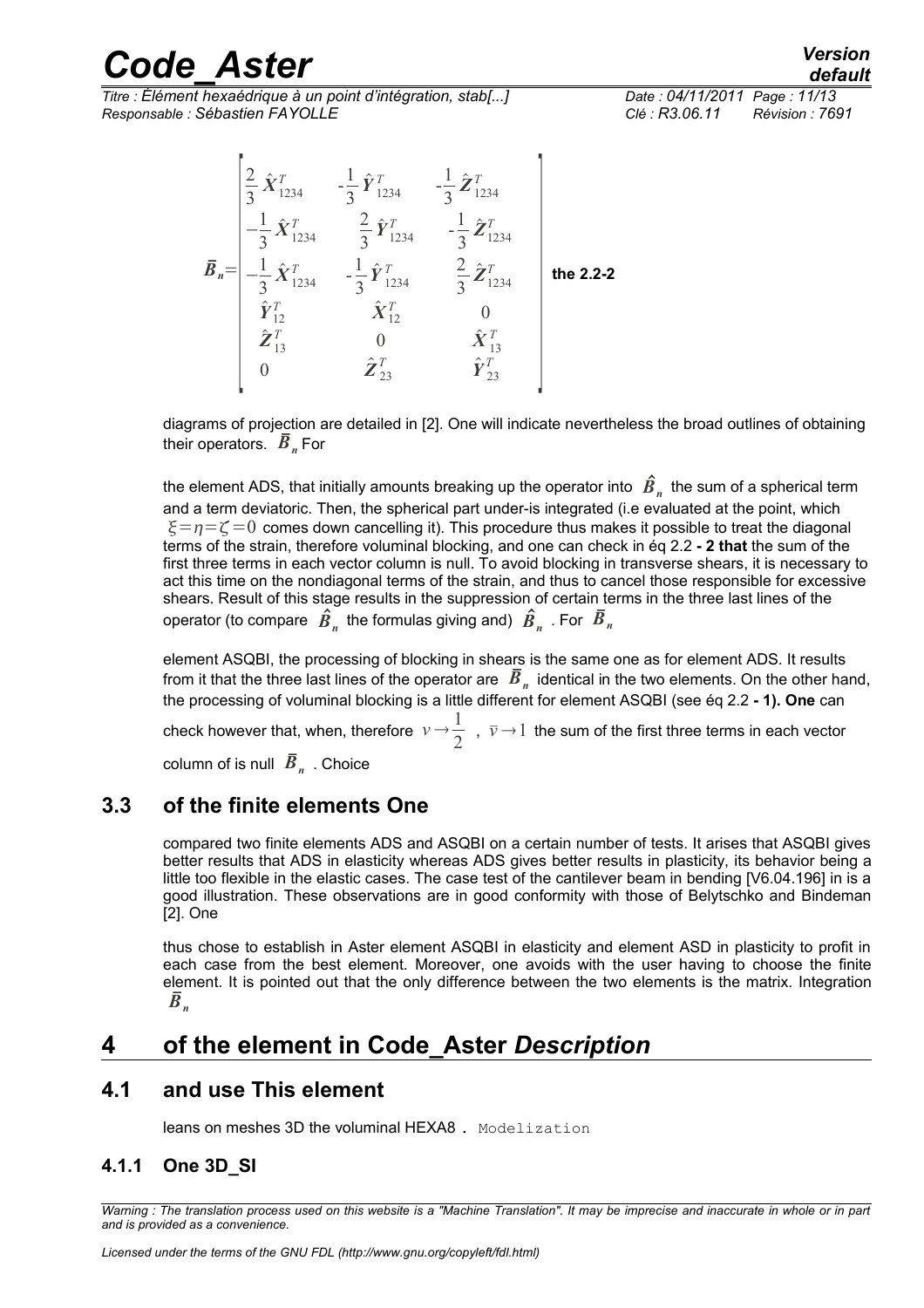$$
\bar{B}_n = \begin{bmatrix}
\frac{2}{3}\hat{X}^T_{1234} & -\frac{1}{3}\hat{Y}^T_{1234} & -\frac{1}{3}\hat{Z}^T_{1234} \\
-\frac{1}{3}\hat{X}^T_{1234} & \frac{2}{3}\hat{Y}^T_{1234} & -\frac{1}{3}\hat{Z}^T_{1234} \\
-\frac{1}{3}\hat{X}^T_{1234} & -\frac{1}{3}\hat{Y}^T_{1234} & \frac{2}{3}\hat{Z}^T_{1234} \\
\hat{Y}^T_{12} & \hat{X}^T_{12} & 0 \\
\hat{Z}^T_{13} & 0 & \hat{X}^T_{13} \\
0 & \hat{Z}^T_{23} & \hat{Y}^T_{23}
\end{bmatrix} \quad \textbf{the 2.2-2}
$$

diagrams of projection are detailed in [2]. One will indicate nevertheless the broad outlines of obtaining their operators. $\bar{B}_n$ For

the element ADS, that initially amounts breaking up the operator into $\hat{B}_n$ the sum of a spherical term and a term deviatoric. Then, the spherical part under-is integrated (i.e evaluated at the point, which $\xi=\eta=\zeta=0$ comes down cancelling it). This procedure thus makes it possible to treat the diagonal terms of the strain, therefore voluminal blocking, and one can check in éq 2.2 **- 2 that** the sum of the first three terms in each vector column is null. To avoid blocking in transverse shears, it is necessary to act this time on the nondiagonal terms of the strain, and thus to cancel those responsible for excessive shears. Result of this stage results in the suppression of certain terms in the three last lines of the operator (to compare $\hat{B}_n$ the formulas giving and) $\hat{B}_n$ . For $\bar{B}_n$

element ASQBI, the processing of blocking in shears is the same one as for element ADS. It results from it that the three last lines of the operator are $\bar{B}_n$ identical in the two elements. On the other hand, the processing of voluminal blocking is a little different for element ASQBI (see éq 2.2 **- 1). One** can check however that, when, therefore $\nu \to \frac{1}{2}$ , $\bar{\nu} \to 1$ the sum of the first three terms in each vector column of is null $\bar{B}_n$ . Choice

## 3.3 of the finite elements One

compared two finite elements ADS and ASQBI on a certain number of tests. It arises that ASQBI gives better results that ADS in elasticity whereas ADS gives better results in plasticity, its behavior being a little too flexible in the elastic cases. The case test of the cantilever beam in bending [V6.04.196] in is a good illustration. These observations are in good conformity with those of Belytschko and Bindeman [2]. One

thus chose to establish in Aster element ASQBI in elasticity and element ASD in plasticity to profit in each case from the best element. Moreover, one avoids with the user having to choose the finite element. It is pointed out that the only difference between the two elements is the matrix. Integration $\bar{B}_n$

# 4 of the element in Code_Aster *Description*

## 4.1 and use This element

leans on meshes 3D the voluminal HEXA8 . `Modelization`

### 4.1.1 One 3D_SI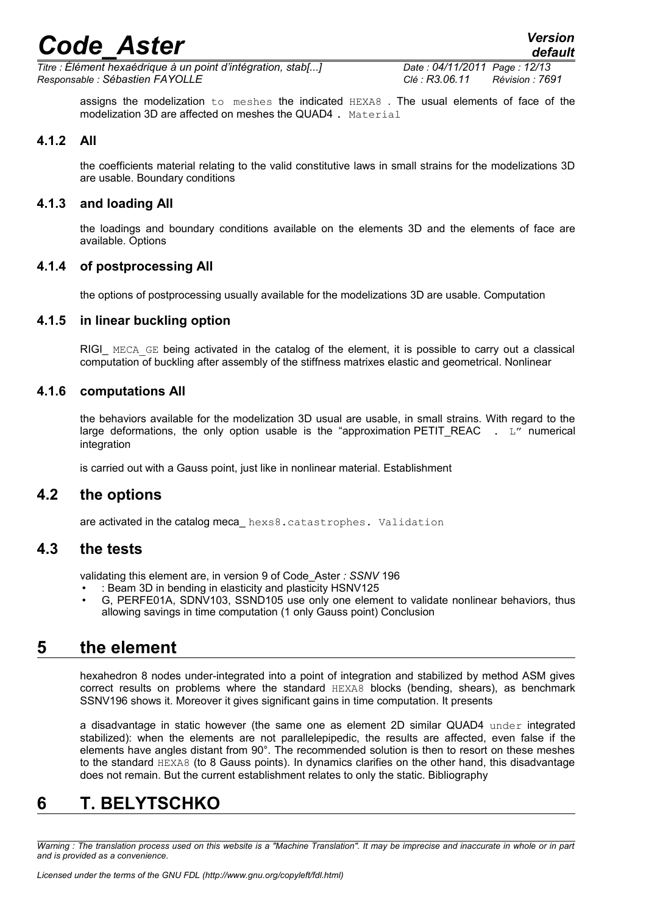assigns the modelization to meshes the indicated HEXA8 . The usual elements of face of the modelization 3D are affected on meshes the QUAD4 . Material

### 4.1.2 All

the coefficients material relating to the valid constitutive laws in small strains for the modelizations 3D are usable. Boundary conditions

### 4.1.3 and loading All

the loadings and boundary conditions available on the elements 3D and the elements of face are available. Options

### 4.1.4 of postprocessing All

the options of postprocessing usually available for the modelizations 3D are usable. Computation

### 4.1.5 in linear buckling option

RIGI_ MECA_GE being activated in the catalog of the element, it is possible to carry out a classical computation of buckling after assembly of the stiffness matrixes elastic and geometrical. Nonlinear

### 4.1.6 computations All

the behaviors available for the modelization 3D usual are usable, in small strains. With regard to the large deformations, the only option usable is the "approximation PETIT_REAC . L" numerical integration

is carried out with a Gauss point, just like in nonlinear material. Establishment

## 4.2 the options

are activated in the catalog meca_ hexs8.catastrophes. Validation

## 4.3 the tests

validating this element are, in version 9 of Code_Aster *: SSNV* 196

- : Beam 3D in bending in elasticity and plasticity HSNV125
- G, PERFE01A, SDNV103, SSND105 use only one element to validate nonlinear behaviors, thus allowing savings in time computation (1 only Gauss point) Conclusion

# 5 the element

hexahedron 8 nodes under-integrated into a point of integration and stabilized by method ASM gives correct results on problems where the standard HEXA8 blocks (bending, shears), as benchmark SSNV196 shows it. Moreover it gives significant gains in time computation. It presents

a disadvantage in static however (the same one as element 2D similar QUAD4 under integrated stabilized): when the elements are not parallelepipedic, the results are affected, even false if the elements have angles distant from 90°. The recommended solution is then to resort on these meshes to the standard HEXA8 (to 8 Gauss points). In dynamics clarifies on the other hand, this disadvantage does not remain. But the current establishment relates to only the static. Bibliography

# 6 T. BELYTSCHKO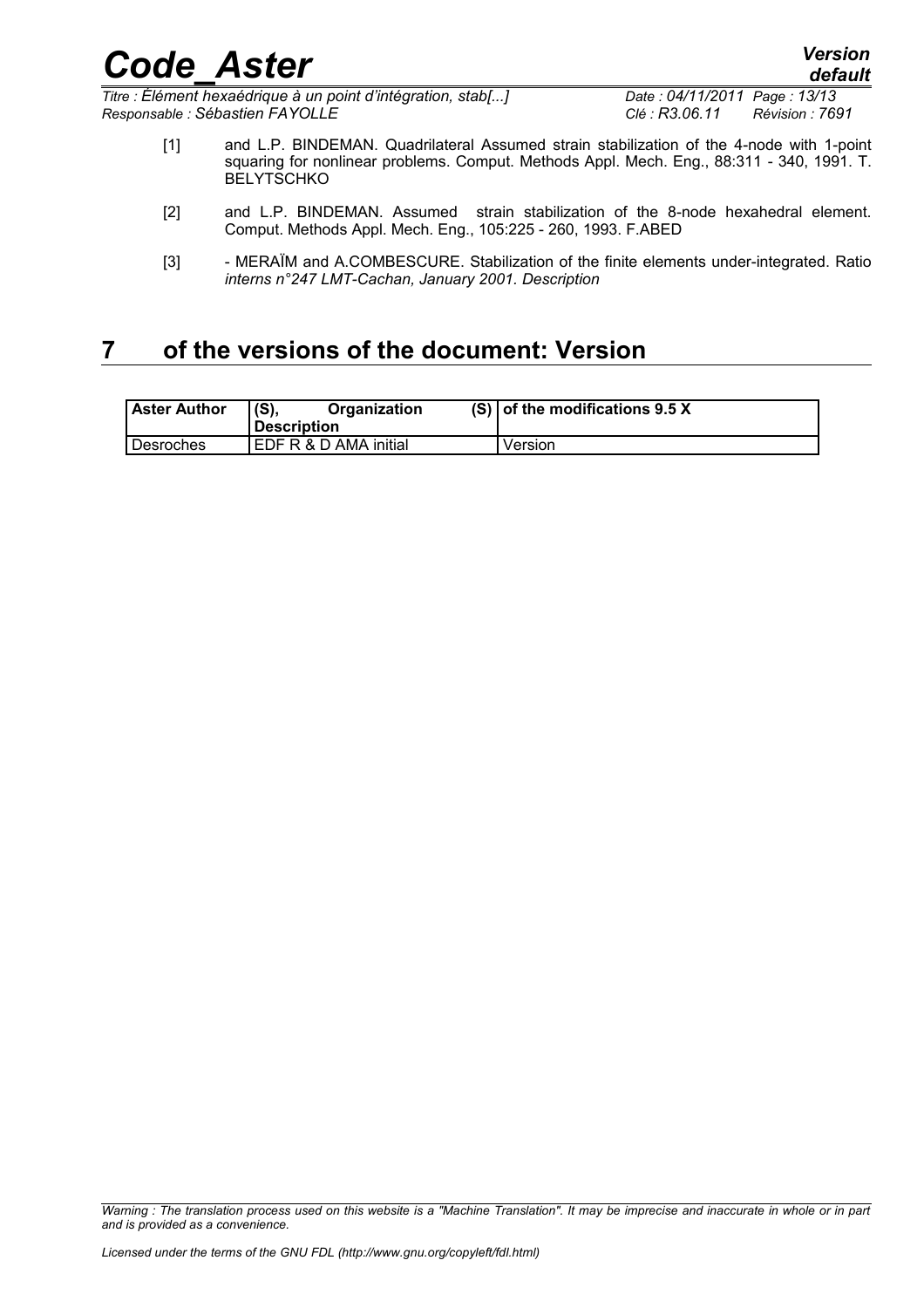[1] and L.P. BINDEMAN. Quadrilateral Assumed strain stabilization of the 4-node with 1-point squaring for nonlinear problems. Comput. Methods Appl. Mech. Eng., 88:311 - 340, 1991. T. BELYTSCHKO

[2] and L.P. BINDEMAN. Assumed strain stabilization of the 8-node hexahedral element. Comput. Methods Appl. Mech. Eng., 105:225 - 260, 1993. F.ABED

[3] - MERAÏM and A.COMBESCURE. Stabilization of the finite elements under-integrated. Ratio *interns n°247 LMT-Cachan, January 2001. Description*

## 7 of the versions of the document: Version

| Aster Author | (S), Organization (S) Description | of the modifications 9.5 X |
|---|---|---|
| Desroches | EDF R & D AMA initial | Version |